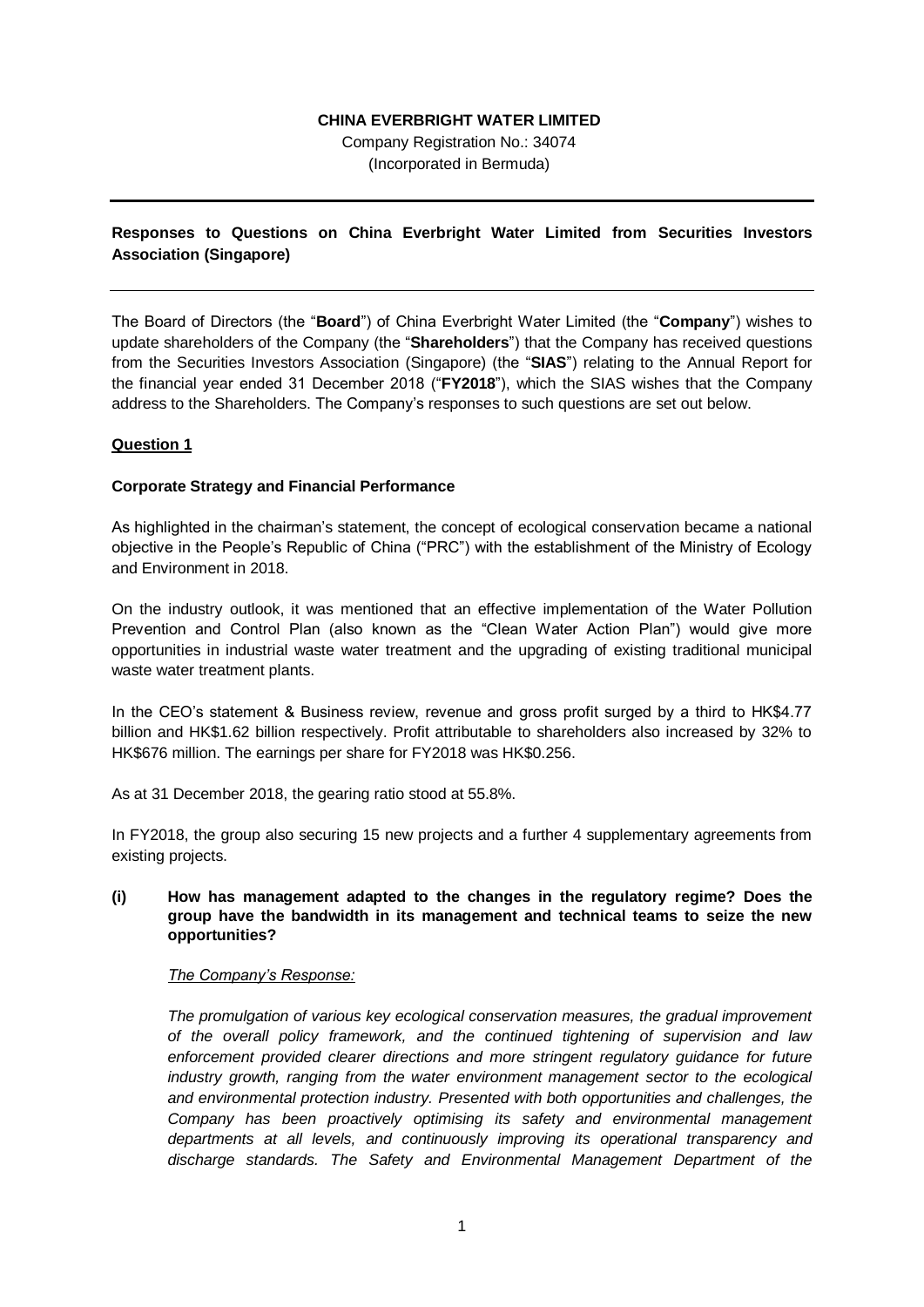**CHINA EVERBRIGHT WATER LIMITED**

Company Registration No.: 34074
(Incorporated in Bermuda)

---

**Responses to Questions on China Everbright Water Limited from Securities Investors Association (Singapore)**

---

The Board of Directors (the "**Board**") of China Everbright Water Limited (the "**Company**") wishes to update shareholders of the Company (the "**Shareholders**") that the Company has received questions from the Securities Investors Association (Singapore) (the "**SIAS**") relating to the Annual Report for the financial year ended 31 December 2018 ("**FY2018**"), which the SIAS wishes that the Company address to the Shareholders. The Company's responses to such questions are set out below.

**Question 1**

**Corporate Strategy and Financial Performance**

As highlighted in the chairman's statement, the concept of ecological conservation became a national objective in the People's Republic of China ("PRC") with the establishment of the Ministry of Ecology and Environment in 2018.

On the industry outlook, it was mentioned that an effective implementation of the Water Pollution Prevention and Control Plan (also known as the "Clean Water Action Plan") would give more opportunities in industrial waste water treatment and the upgrading of existing traditional municipal waste water treatment plants.

In the CEO's statement & Business review, revenue and gross profit surged by a third to HK$4.77 billion and HK$1.62 billion respectively. Profit attributable to shareholders also increased by 32% to HK$676 million. The earnings per share for FY2018 was HK$0.256.

As at 31 December 2018, the gearing ratio stood at 55.8%.

In FY2018, the group also securing 15 new projects and a further 4 supplementary agreements from existing projects.

**(i) How has management adapted to the changes in the regulatory regime? Does the group have the bandwidth in its management and technical teams to seize the new opportunities?**

*The Company's Response:*

*The promulgation of various key ecological conservation measures, the gradual improvement of the overall policy framework, and the continued tightening of supervision and law enforcement provided clearer directions and more stringent regulatory guidance for future industry growth, ranging from the water environment management sector to the ecological and environmental protection industry. Presented with both opportunities and challenges, the Company has been proactively optimising its safety and environmental management departments at all levels, and continuously improving its operational transparency and discharge standards. The Safety and Environmental Management Department of the*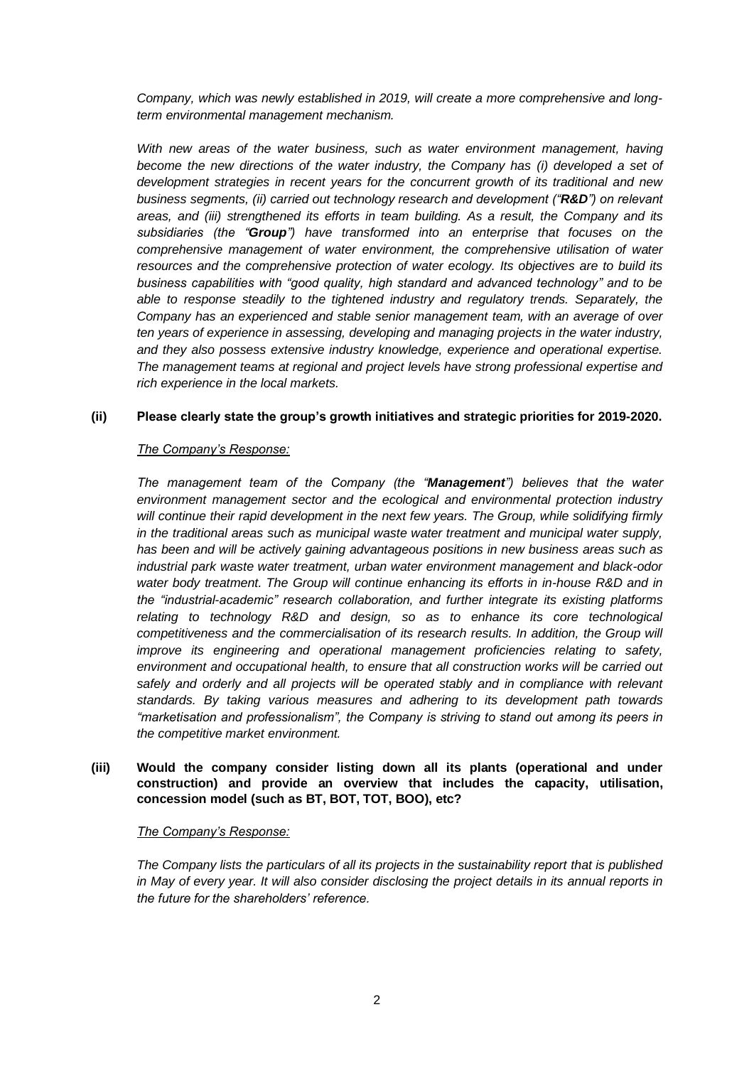*Company, which was newly established in 2019, will create a more comprehensive and long-term environmental management mechanism.*

*With new areas of the water business, such as water environment management, having become the new directions of the water industry, the Company has (i) developed a set of development strategies in recent years for the concurrent growth of its traditional and new business segments, (ii) carried out technology research and development ("**R&D**") on relevant areas, and (iii) strengthened its efforts in team building. As a result, the Company and its subsidiaries (the "**Group**") have transformed into an enterprise that focuses on the comprehensive management of water environment, the comprehensive utilisation of water resources and the comprehensive protection of water ecology. Its objectives are to build its business capabilities with "good quality, high standard and advanced technology" and to be able to response steadily to the tightened industry and regulatory trends. Separately, the Company has an experienced and stable senior management team, with an average of over ten years of experience in assessing, developing and managing projects in the water industry, and they also possess extensive industry knowledge, experience and operational expertise. The management teams at regional and project levels have strong professional expertise and rich experience in the local markets.*

**(ii) Please clearly state the group's growth initiatives and strategic priorities for 2019-2020.**

*The Company's Response:*

*The management team of the Company (the "**Management**") believes that the water environment management sector and the ecological and environmental protection industry will continue their rapid development in the next few years. The Group, while solidifying firmly in the traditional areas such as municipal waste water treatment and municipal water supply, has been and will be actively gaining advantageous positions in new business areas such as industrial park waste water treatment, urban water environment management and black-odor water body treatment. The Group will continue enhancing its efforts in in-house R&D and in the "industrial-academic" research collaboration, and further integrate its existing platforms relating to technology R&D and design, so as to enhance its core technological competitiveness and the commercialisation of its research results. In addition, the Group will improve its engineering and operational management proficiencies relating to safety, environment and occupational health, to ensure that all construction works will be carried out safely and orderly and all projects will be operated stably and in compliance with relevant standards. By taking various measures and adhering to its development path towards "marketisation and professionalism", the Company is striving to stand out among its peers in the competitive market environment.*

**(iii) Would the company consider listing down all its plants (operational and under construction) and provide an overview that includes the capacity, utilisation, concession model (such as BT, BOT, TOT, BOO), etc?**

*The Company's Response:*

*The Company lists the particulars of all its projects in the sustainability report that is published in May of every year. It will also consider disclosing the project details in its annual reports in the future for the shareholders' reference.*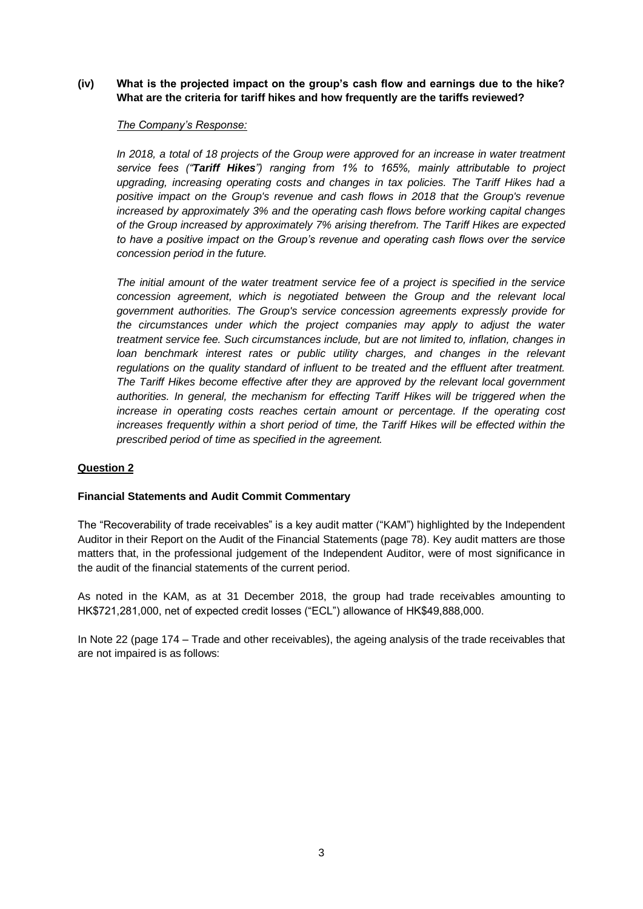**(iv) What is the projected impact on the group's cash flow and earnings due to the hike? What are the criteria for tariff hikes and how frequently are the tariffs reviewed?**

*The Company's Response:*

*In 2018, a total of 18 projects of the Group were approved for an increase in water treatment service fees ("**Tariff Hikes**") ranging from 1% to 165%, mainly attributable to project upgrading, increasing operating costs and changes in tax policies. The Tariff Hikes had a positive impact on the Group's revenue and cash flows in 2018 that the Group's revenue increased by approximately 3% and the operating cash flows before working capital changes of the Group increased by approximately 7% arising therefrom. The Tariff Hikes are expected to have a positive impact on the Group's revenue and operating cash flows over the service concession period in the future.*

*The initial amount of the water treatment service fee of a project is specified in the service concession agreement, which is negotiated between the Group and the relevant local government authorities. The Group's service concession agreements expressly provide for the circumstances under which the project companies may apply to adjust the water treatment service fee. Such circumstances include, but are not limited to, inflation, changes in loan benchmark interest rates or public utility charges, and changes in the relevant regulations on the quality standard of influent to be treated and the effluent after treatment. The Tariff Hikes become effective after they are approved by the relevant local government authorities. In general, the mechanism for effecting Tariff Hikes will be triggered when the increase in operating costs reaches certain amount or percentage. If the operating cost increases frequently within a short period of time, the Tariff Hikes will be effected within the prescribed period of time as specified in the agreement.*

## Question 2

**Financial Statements and Audit Commit Commentary**

The "Recoverability of trade receivables" is a key audit matter ("KAM") highlighted by the Independent Auditor in their Report on the Audit of the Financial Statements (page 78). Key audit matters are those matters that, in the professional judgement of the Independent Auditor, were of most significance in the audit of the financial statements of the current period.

As noted in the KAM, as at 31 December 2018, the group had trade receivables amounting to HK$721,281,000, net of expected credit losses ("ECL") allowance of HK$49,888,000.

In Note 22 (page 174 – Trade and other receivables), the ageing analysis of the trade receivables that are not impaired is as follows: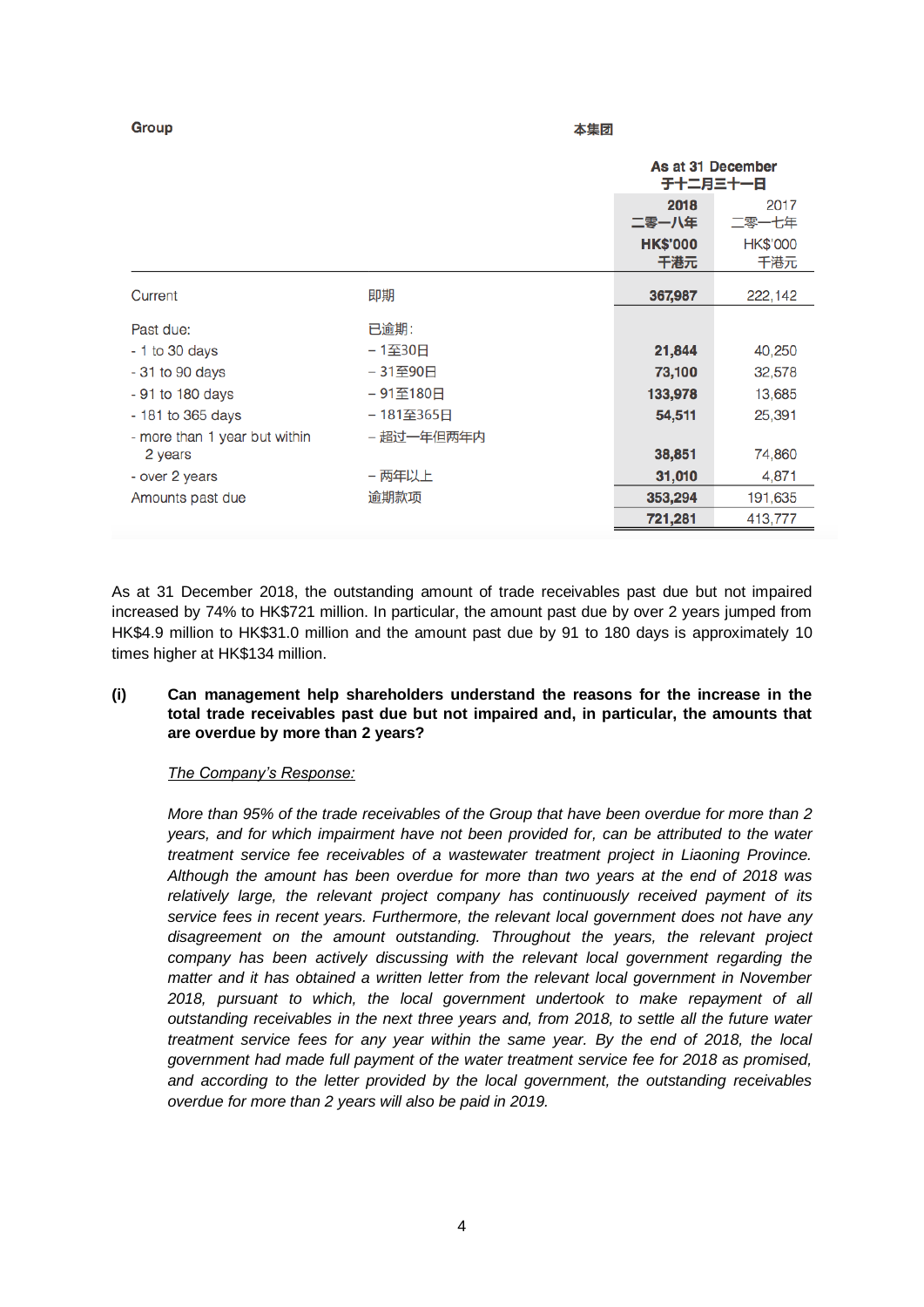| Group | 本集團 | As at 31 December 于十二月三十一日 | |
|---|---|---|---|
| | | **2018 二零一八年 HK$'000 千港元** | 2017 二零一七年 HK$'000 千港元 |
| Current | 即期 | **367,987** | 222,142 |
| Past due: | 已逾期： | | |
| - 1 to 30 days | – 1至30日 | **21,844** | 40,250 |
| - 31 to 90 days | – 31至90日 | **73,100** | 32,578 |
| - 91 to 180 days | – 91至180日 | **133,978** | 13,685 |
| - 181 to 365 days | – 181至365日 | **54,511** | 25,391 |
| - more than 1 year but within 2 years | – 超过一年但两年内 | **38,851** | 74,860 |
| - over 2 years | – 两年以上 | **31,010** | 4,871 |
| Amounts past due | 逾期款项 | **353,294** | 191,635 |
| | | **721,281** | 413,777 |

As at 31 December 2018, the outstanding amount of trade receivables past due but not impaired increased by 74% to HK$721 million. In particular, the amount past due by over 2 years jumped from HK$4.9 million to HK$31.0 million and the amount past due by 91 to 180 days is approximately 10 times higher at HK$134 million.

**(i) Can management help shareholders understand the reasons for the increase in the total trade receivables past due but not impaired and, in particular, the amounts that are overdue by more than 2 years?**

<u>*The Company's Response:*</u>

*More than 95% of the trade receivables of the Group that have been overdue for more than 2 years, and for which impairment have not been provided for, can be attributed to the water treatment service fee receivables of a wastewater treatment project in Liaoning Province. Although the amount has been overdue for more than two years at the end of 2018 was relatively large, the relevant project company has continuously received payment of its service fees in recent years. Furthermore, the relevant local government does not have any disagreement on the amount outstanding. Throughout the years, the relevant project company has been actively discussing with the relevant local government regarding the matter and it has obtained a written letter from the relevant local government in November 2018, pursuant to which, the local government undertook to make repayment of all outstanding receivables in the next three years and, from 2018, to settle all the future water treatment service fees for any year within the same year. By the end of 2018, the local government had made full payment of the water treatment service fee for 2018 as promised, and according to the letter provided by the local government, the outstanding receivables overdue for more than 2 years will also be paid in 2019.*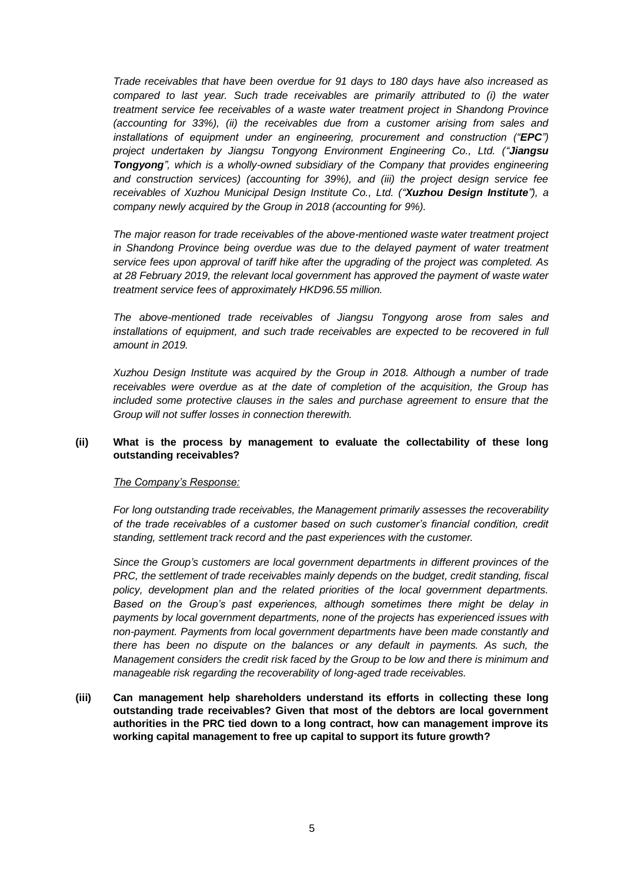*Trade receivables that have been overdue for 91 days to 180 days have also increased as compared to last year. Such trade receivables are primarily attributed to (i) the water treatment service fee receivables of a waste water treatment project in Shandong Province (accounting for 33%), (ii) the receivables due from a customer arising from sales and installations of equipment under an engineering, procurement and construction ("**EPC**") project undertaken by Jiangsu Tongyong Environment Engineering Co., Ltd. ("**Jiangsu Tongyong**", which is a wholly-owned subsidiary of the Company that provides engineering and construction services) (accounting for 39%), and (iii) the project design service fee receivables of Xuzhou Municipal Design Institute Co., Ltd. ("**Xuzhou Design Institute**"), a company newly acquired by the Group in 2018 (accounting for 9%).*

*The major reason for trade receivables of the above-mentioned waste water treatment project in Shandong Province being overdue was due to the delayed payment of water treatment service fees upon approval of tariff hike after the upgrading of the project was completed. As at 28 February 2019, the relevant local government has approved the payment of waste water treatment service fees of approximately HKD96.55 million.*

*The above-mentioned trade receivables of Jiangsu Tongyong arose from sales and installations of equipment, and such trade receivables are expected to be recovered in full amount in 2019.*

*Xuzhou Design Institute was acquired by the Group in 2018. Although a number of trade receivables were overdue as at the date of completion of the acquisition, the Group has included some protective clauses in the sales and purchase agreement to ensure that the Group will not suffer losses in connection therewith.*

**(ii) What is the process by management to evaluate the collectability of these long outstanding receivables?**

*The Company's Response:*

*For long outstanding trade receivables, the Management primarily assesses the recoverability of the trade receivables of a customer based on such customer's financial condition, credit standing, settlement track record and the past experiences with the customer.*

*Since the Group's customers are local government departments in different provinces of the PRC, the settlement of trade receivables mainly depends on the budget, credit standing, fiscal policy, development plan and the related priorities of the local government departments. Based on the Group's past experiences, although sometimes there might be delay in payments by local government departments, none of the projects has experienced issues with non-payment. Payments from local government departments have been made constantly and there has been no dispute on the balances or any default in payments. As such, the Management considers the credit risk faced by the Group to be low and there is minimum and manageable risk regarding the recoverability of long-aged trade receivables.*

**(iii) Can management help shareholders understand its efforts in collecting these long outstanding trade receivables? Given that most of the debtors are local government authorities in the PRC tied down to a long contract, how can management improve its working capital management to free up capital to support its future growth?**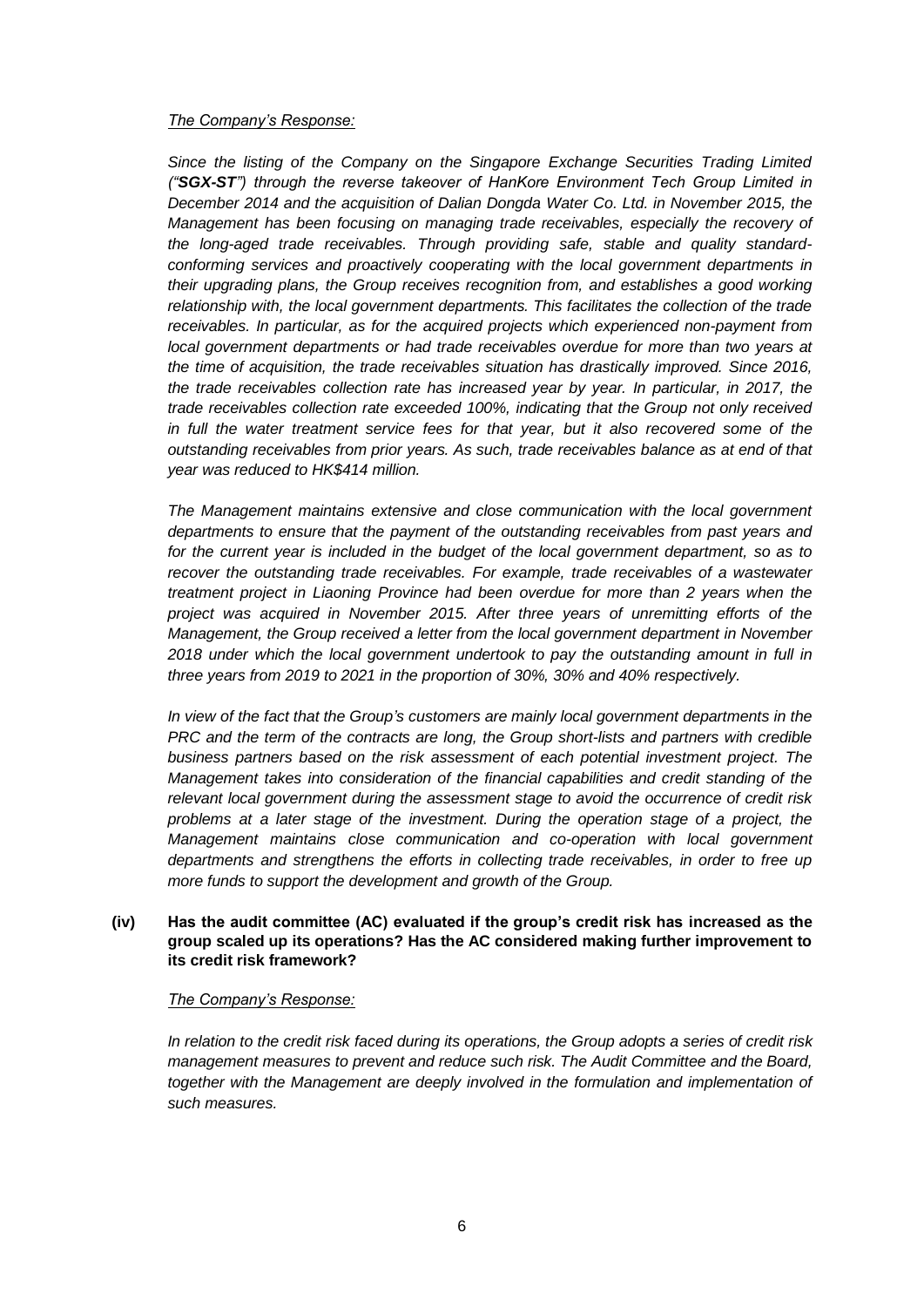*The Company's Response:*

*Since the listing of the Company on the Singapore Exchange Securities Trading Limited ("**SGX-ST**") through the reverse takeover of HanKore Environment Tech Group Limited in December 2014 and the acquisition of Dalian Dongda Water Co. Ltd. in November 2015, the Management has been focusing on managing trade receivables, especially the recovery of the long-aged trade receivables. Through providing safe, stable and quality standard-conforming services and proactively cooperating with the local government departments in their upgrading plans, the Group receives recognition from, and establishes a good working relationship with, the local government departments. This facilitates the collection of the trade receivables. In particular, as for the acquired projects which experienced non-payment from local government departments or had trade receivables overdue for more than two years at the time of acquisition, the trade receivables situation has drastically improved. Since 2016, the trade receivables collection rate has increased year by year. In particular, in 2017, the trade receivables collection rate exceeded 100%, indicating that the Group not only received in full the water treatment service fees for that year, but it also recovered some of the outstanding receivables from prior years. As such, trade receivables balance as at end of that year was reduced to HK$414 million.*

*The Management maintains extensive and close communication with the local government departments to ensure that the payment of the outstanding receivables from past years and for the current year is included in the budget of the local government department, so as to recover the outstanding trade receivables. For example, trade receivables of a wastewater treatment project in Liaoning Province had been overdue for more than 2 years when the project was acquired in November 2015. After three years of unremitting efforts of the Management, the Group received a letter from the local government department in November 2018 under which the local government undertook to pay the outstanding amount in full in three years from 2019 to 2021 in the proportion of 30%, 30% and 40% respectively.*

*In view of the fact that the Group's customers are mainly local government departments in the PRC and the term of the contracts are long, the Group short-lists and partners with credible business partners based on the risk assessment of each potential investment project. The Management takes into consideration of the financial capabilities and credit standing of the relevant local government during the assessment stage to avoid the occurrence of credit risk problems at a later stage of the investment. During the operation stage of a project, the Management maintains close communication and co-operation with local government departments and strengthens the efforts in collecting trade receivables, in order to free up more funds to support the development and growth of the Group.*

**(iv) Has the audit committee (AC) evaluated if the group's credit risk has increased as the group scaled up its operations? Has the AC considered making further improvement to its credit risk framework?**

*The Company's Response:*

*In relation to the credit risk faced during its operations, the Group adopts a series of credit risk management measures to prevent and reduce such risk. The Audit Committee and the Board, together with the Management are deeply involved in the formulation and implementation of such measures.*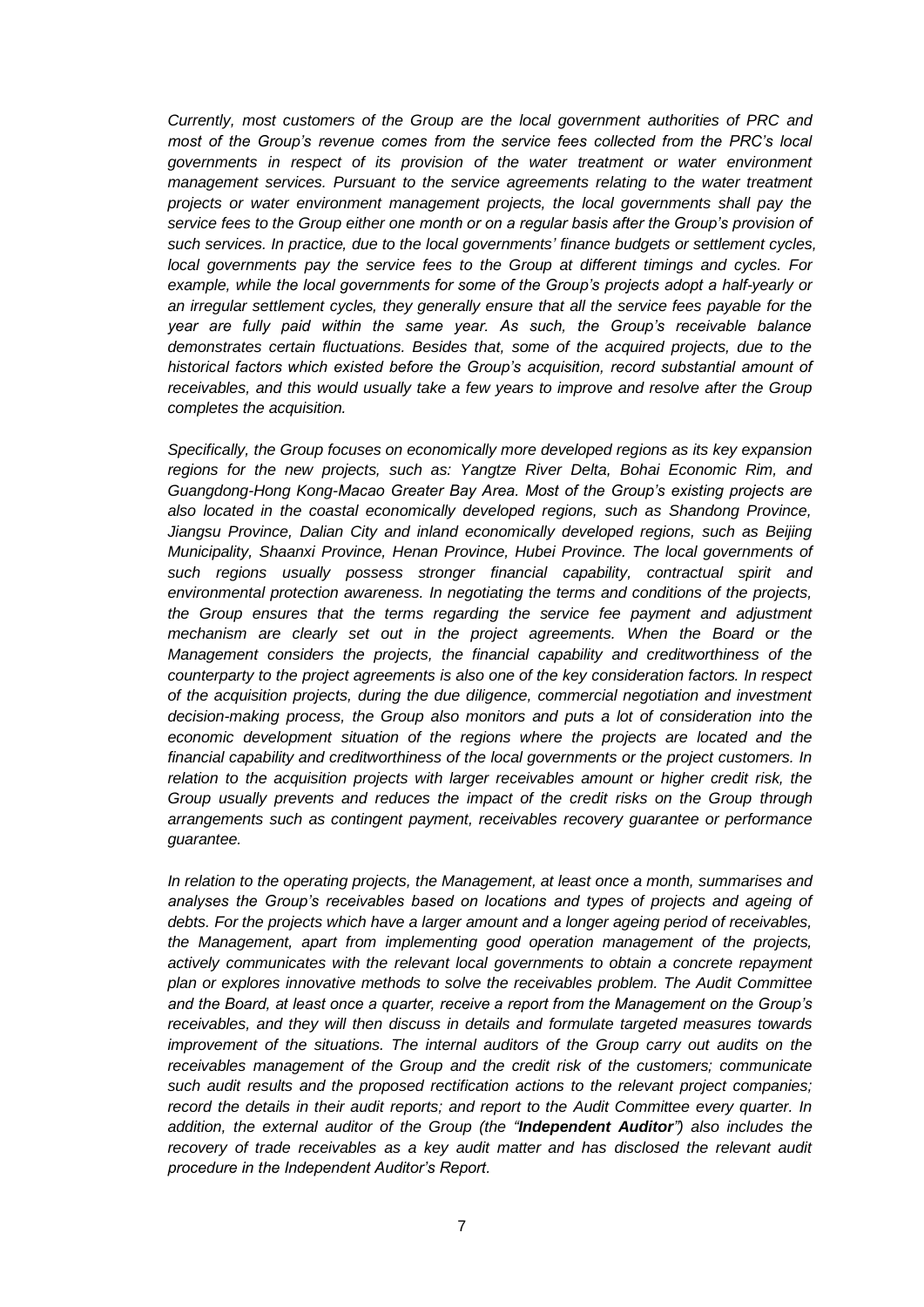*Currently, most customers of the Group are the local government authorities of PRC and most of the Group's revenue comes from the service fees collected from the PRC's local governments in respect of its provision of the water treatment or water environment management services. Pursuant to the service agreements relating to the water treatment projects or water environment management projects, the local governments shall pay the service fees to the Group either one month or on a regular basis after the Group's provision of such services. In practice, due to the local governments' finance budgets or settlement cycles, local governments pay the service fees to the Group at different timings and cycles. For example, while the local governments for some of the Group's projects adopt a half-yearly or an irregular settlement cycles, they generally ensure that all the service fees payable for the year are fully paid within the same year. As such, the Group's receivable balance demonstrates certain fluctuations. Besides that, some of the acquired projects, due to the historical factors which existed before the Group's acquisition, record substantial amount of receivables, and this would usually take a few years to improve and resolve after the Group completes the acquisition.*

*Specifically, the Group focuses on economically more developed regions as its key expansion regions for the new projects, such as: Yangtze River Delta, Bohai Economic Rim, and Guangdong-Hong Kong-Macao Greater Bay Area. Most of the Group's existing projects are also located in the coastal economically developed regions, such as Shandong Province, Jiangsu Province, Dalian City and inland economically developed regions, such as Beijing Municipality, Shaanxi Province, Henan Province, Hubei Province. The local governments of such regions usually possess stronger financial capability, contractual spirit and environmental protection awareness. In negotiating the terms and conditions of the projects, the Group ensures that the terms regarding the service fee payment and adjustment mechanism are clearly set out in the project agreements. When the Board or the Management considers the projects, the financial capability and creditworthiness of the counterparty to the project agreements is also one of the key consideration factors. In respect of the acquisition projects, during the due diligence, commercial negotiation and investment decision-making process, the Group also monitors and puts a lot of consideration into the economic development situation of the regions where the projects are located and the financial capability and creditworthiness of the local governments or the project customers. In relation to the acquisition projects with larger receivables amount or higher credit risk, the Group usually prevents and reduces the impact of the credit risks on the Group through arrangements such as contingent payment, receivables recovery guarantee or performance guarantee.*

*In relation to the operating projects, the Management, at least once a month, summarises and analyses the Group's receivables based on locations and types of projects and ageing of debts. For the projects which have a larger amount and a longer ageing period of receivables, the Management, apart from implementing good operation management of the projects, actively communicates with the relevant local governments to obtain a concrete repayment plan or explores innovative methods to solve the receivables problem. The Audit Committee and the Board, at least once a quarter, receive a report from the Management on the Group's receivables, and they will then discuss in details and formulate targeted measures towards improvement of the situations. The internal auditors of the Group carry out audits on the receivables management of the Group and the credit risk of the customers; communicate such audit results and the proposed rectification actions to the relevant project companies; record the details in their audit reports; and report to the Audit Committee every quarter. In addition, the external auditor of the Group (the "**Independent Auditor**") also includes the recovery of trade receivables as a key audit matter and has disclosed the relevant audit procedure in the Independent Auditor's Report.*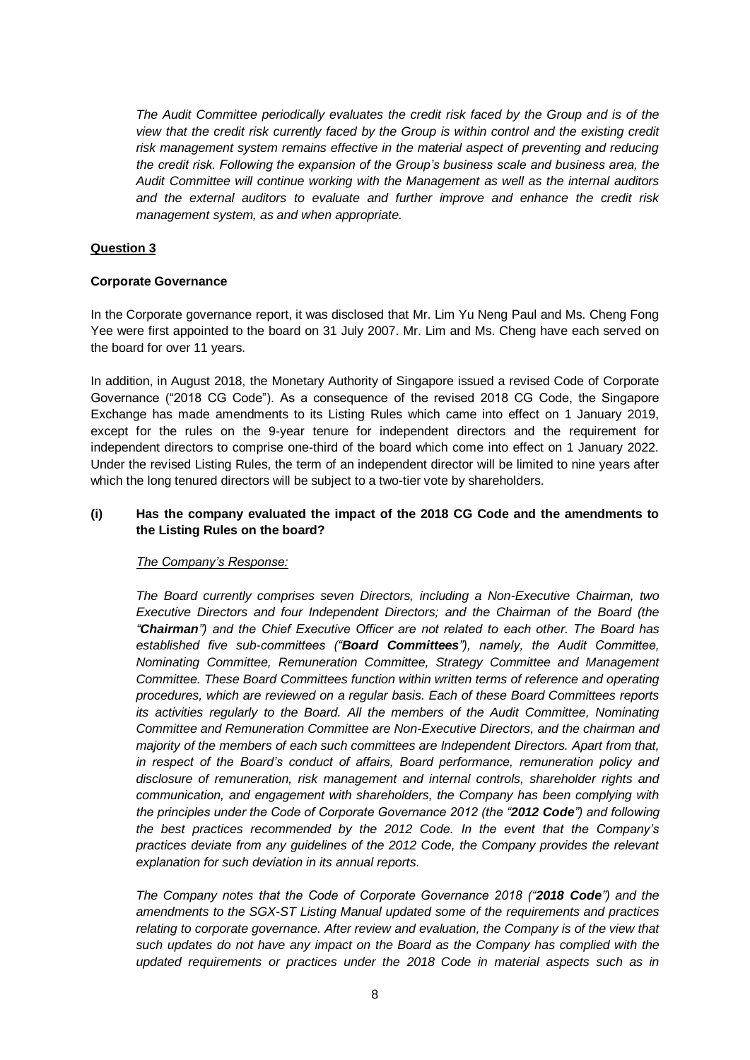*The Audit Committee periodically evaluates the credit risk faced by the Group and is of the view that the credit risk currently faced by the Group is within control and the existing credit risk management system remains effective in the material aspect of preventing and reducing the credit risk. Following the expansion of the Group's business scale and business area, the Audit Committee will continue working with the Management as well as the internal auditors and the external auditors to evaluate and further improve and enhance the credit risk management system, as and when appropriate.*

## Question 3

**Corporate Governance**

In the Corporate governance report, it was disclosed that Mr. Lim Yu Neng Paul and Ms. Cheng Fong Yee were first appointed to the board on 31 July 2007. Mr. Lim and Ms. Cheng have each served on the board for over 11 years.

In addition, in August 2018, the Monetary Authority of Singapore issued a revised Code of Corporate Governance ("2018 CG Code"). As a consequence of the revised 2018 CG Code, the Singapore Exchange has made amendments to its Listing Rules which came into effect on 1 January 2019, except for the rules on the 9-year tenure for independent directors and the requirement for independent directors to comprise one-third of the board which come into effect on 1 January 2022. Under the revised Listing Rules, the term of an independent director will be limited to nine years after which the long tenured directors will be subject to a two-tier vote by shareholders.

**(i) Has the company evaluated the impact of the 2018 CG Code and the amendments to the Listing Rules on the board?**

*The Company's Response:*

*The Board currently comprises seven Directors, including a Non-Executive Chairman, two Executive Directors and four Independent Directors; and the Chairman of the Board (the "**Chairman**") and the Chief Executive Officer are not related to each other. The Board has established five sub-committees ("**Board Committees**"), namely, the Audit Committee, Nominating Committee, Remuneration Committee, Strategy Committee and Management Committee. These Board Committees function within written terms of reference and operating procedures, which are reviewed on a regular basis. Each of these Board Committees reports its activities regularly to the Board. All the members of the Audit Committee, Nominating Committee and Remuneration Committee are Non-Executive Directors, and the chairman and majority of the members of each such committees are Independent Directors. Apart from that, in respect of the Board's conduct of affairs, Board performance, remuneration policy and disclosure of remuneration, risk management and internal controls, shareholder rights and communication, and engagement with shareholders, the Company has been complying with the principles under the Code of Corporate Governance 2012 (the "**2012 Code**") and following the best practices recommended by the 2012 Code. In the event that the Company's practices deviate from any guidelines of the 2012 Code, the Company provides the relevant explanation for such deviation in its annual reports.*

*The Company notes that the Code of Corporate Governance 2018 ("**2018 Code**") and the amendments to the SGX-ST Listing Manual updated some of the requirements and practices relating to corporate governance. After review and evaluation, the Company is of the view that such updates do not have any impact on the Board as the Company has complied with the updated requirements or practices under the 2018 Code in material aspects such as in*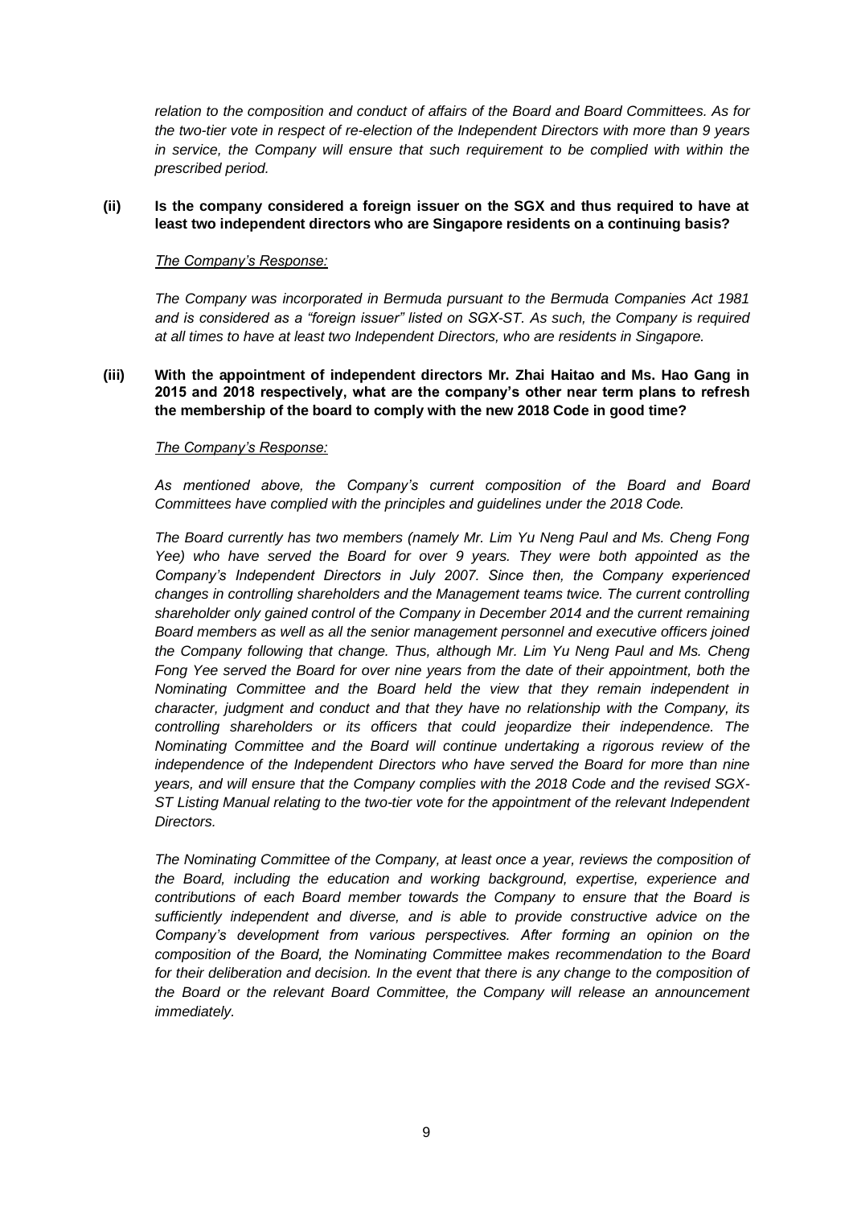*relation to the composition and conduct of affairs of the Board and Board Committees. As for the two-tier vote in respect of re-election of the Independent Directors with more than 9 years in service, the Company will ensure that such requirement to be complied with within the prescribed period.*

**(ii) Is the company considered a foreign issuer on the SGX and thus required to have at least two independent directors who are Singapore residents on a continuing basis?**

*The Company's Response:*

*The Company was incorporated in Bermuda pursuant to the Bermuda Companies Act 1981 and is considered as a "foreign issuer" listed on SGX-ST. As such, the Company is required at all times to have at least two Independent Directors, who are residents in Singapore.*

**(iii) With the appointment of independent directors Mr. Zhai Haitao and Ms. Hao Gang in 2015 and 2018 respectively, what are the company's other near term plans to refresh the membership of the board to comply with the new 2018 Code in good time?**

*The Company's Response:*

*As mentioned above, the Company's current composition of the Board and Board Committees have complied with the principles and guidelines under the 2018 Code.*

*The Board currently has two members (namely Mr. Lim Yu Neng Paul and Ms. Cheng Fong Yee) who have served the Board for over 9 years. They were both appointed as the Company's Independent Directors in July 2007. Since then, the Company experienced changes in controlling shareholders and the Management teams twice. The current controlling shareholder only gained control of the Company in December 2014 and the current remaining Board members as well as all the senior management personnel and executive officers joined the Company following that change. Thus, although Mr. Lim Yu Neng Paul and Ms. Cheng Fong Yee served the Board for over nine years from the date of their appointment, both the Nominating Committee and the Board held the view that they remain independent in character, judgment and conduct and that they have no relationship with the Company, its controlling shareholders or its officers that could jeopardize their independence. The Nominating Committee and the Board will continue undertaking a rigorous review of the independence of the Independent Directors who have served the Board for more than nine years, and will ensure that the Company complies with the 2018 Code and the revised SGX-ST Listing Manual relating to the two-tier vote for the appointment of the relevant Independent Directors.*

*The Nominating Committee of the Company, at least once a year, reviews the composition of the Board, including the education and working background, expertise, experience and contributions of each Board member towards the Company to ensure that the Board is sufficiently independent and diverse, and is able to provide constructive advice on the Company's development from various perspectives. After forming an opinion on the composition of the Board, the Nominating Committee makes recommendation to the Board for their deliberation and decision. In the event that there is any change to the composition of the Board or the relevant Board Committee, the Company will release an announcement immediately.*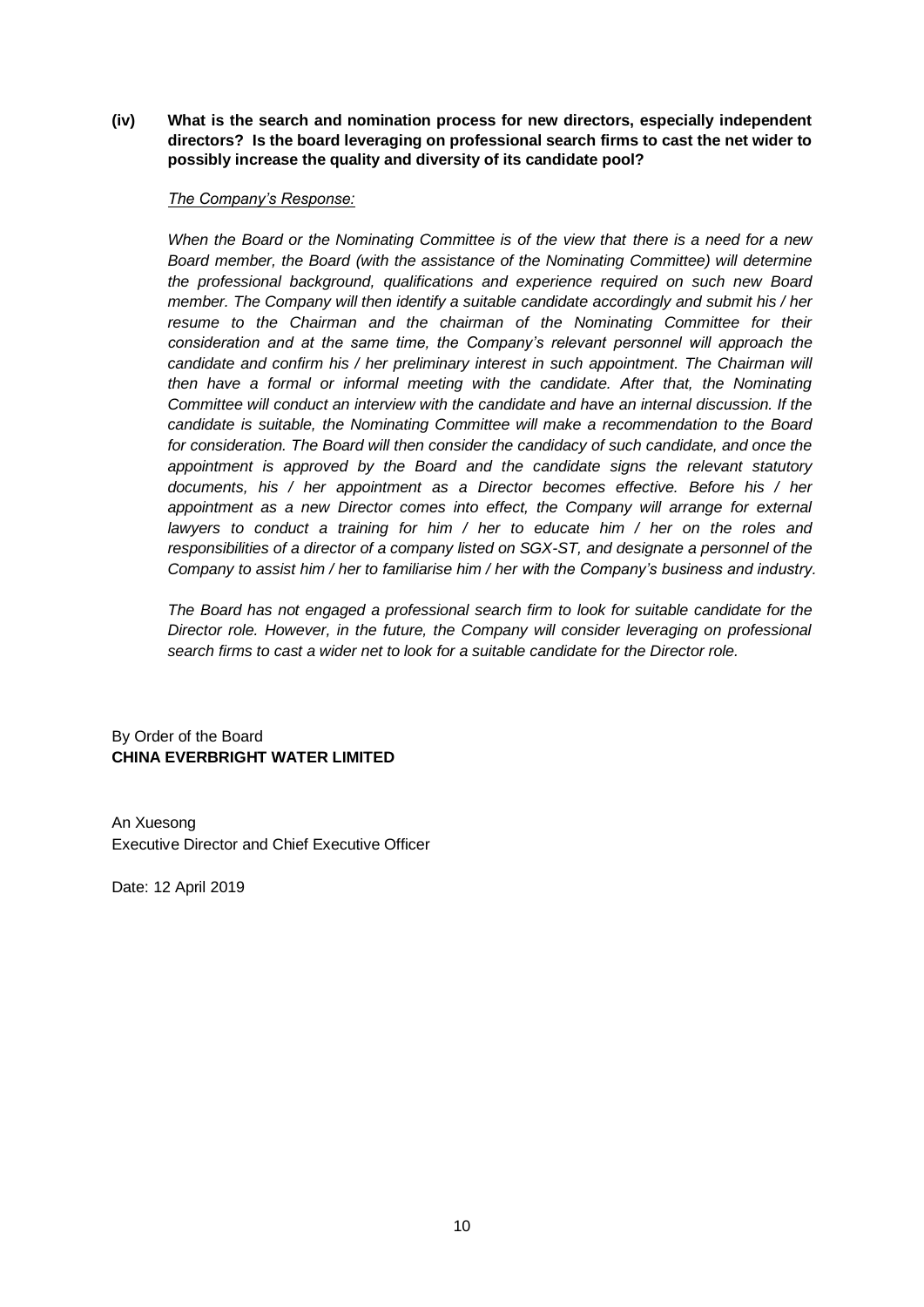**(iv) What is the search and nomination process for new directors, especially independent directors? Is the board leveraging on professional search firms to cast the net wider to possibly increase the quality and diversity of its candidate pool?**

*The Company's Response:*

*When the Board or the Nominating Committee is of the view that there is a need for a new Board member, the Board (with the assistance of the Nominating Committee) will determine the professional background, qualifications and experience required on such new Board member. The Company will then identify a suitable candidate accordingly and submit his / her resume to the Chairman and the chairman of the Nominating Committee for their consideration and at the same time, the Company's relevant personnel will approach the candidate and confirm his / her preliminary interest in such appointment. The Chairman will then have a formal or informal meeting with the candidate. After that, the Nominating Committee will conduct an interview with the candidate and have an internal discussion. If the candidate is suitable, the Nominating Committee will make a recommendation to the Board for consideration. The Board will then consider the candidacy of such candidate, and once the appointment is approved by the Board and the candidate signs the relevant statutory documents, his / her appointment as a Director becomes effective. Before his / her appointment as a new Director comes into effect, the Company will arrange for external lawyers to conduct a training for him / her to educate him / her on the roles and responsibilities of a director of a company listed on SGX-ST, and designate a personnel of the Company to assist him / her to familiarise him / her with the Company's business and industry.*

*The Board has not engaged a professional search firm to look for suitable candidate for the Director role. However, in the future, the Company will consider leveraging on professional search firms to cast a wider net to look for a suitable candidate for the Director role.*

By Order of the Board
**CHINA EVERBRIGHT WATER LIMITED**

An Xuesong
Executive Director and Chief Executive Officer

Date: 12 April 2019